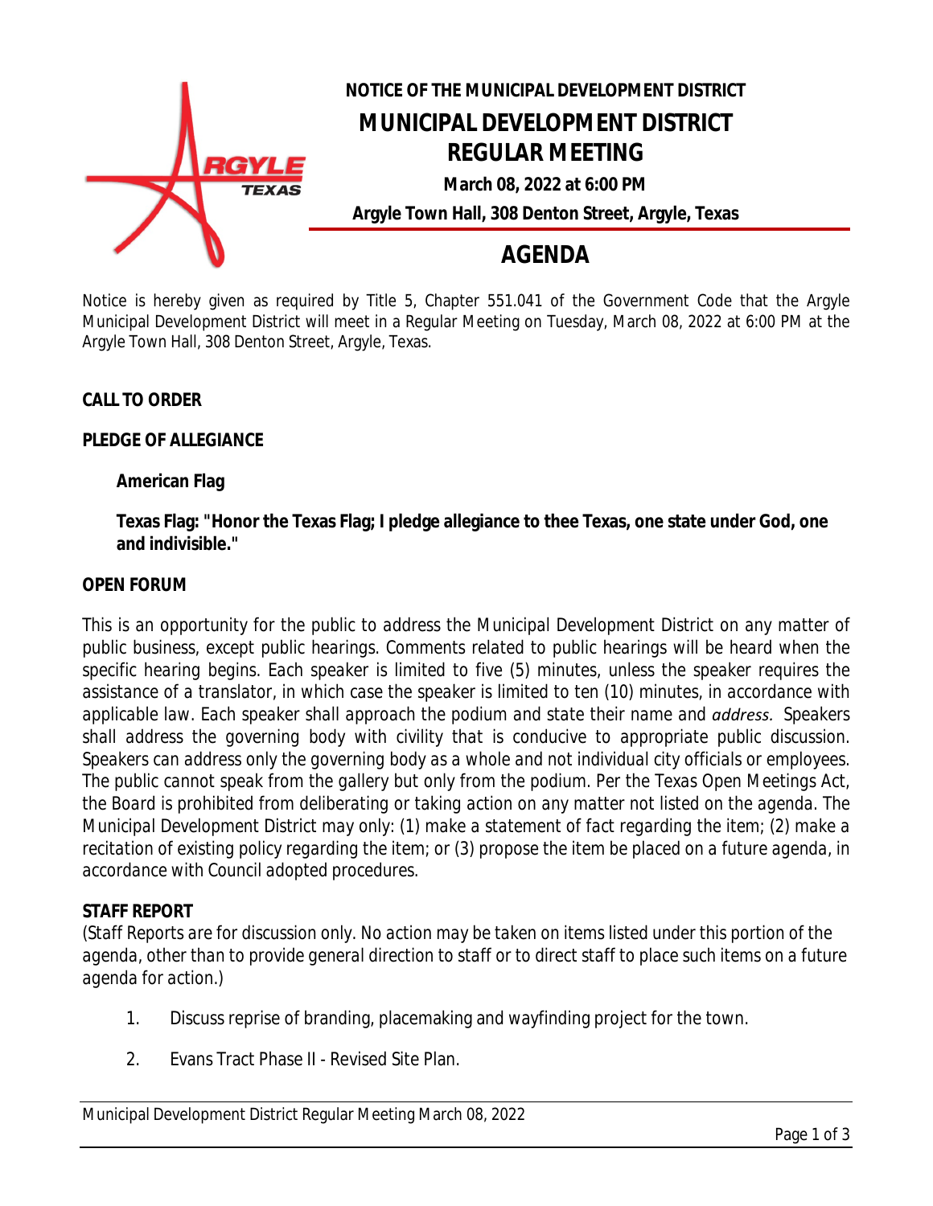# NOTICE OF THE MUNICIPAL DEVELOPMENT DISTRICT

# MUNICIPAL DEVELOPMENT DISTRICT REGULAR MEETING

**March 08, 2022 at 6:00 PM**

**Argyle Town Hall, 308 Denton Street, Argyle, Texas**

# AGENDA

Notice is hereby given as required by Title 5, Chapter 551.041 of the Government Code that the Argyle Municipal Development District will meet in a Regular Meeting on Tuesday, March 08, 2022 at 6:00 PM at the Argyle Town Hall, 308 Denton Street, Argyle, Texas.

**CALL TO ORDER**

**PLEDGE OF ALLEGIANCE**

**American Flag**

**Texas Flag: "Honor the Texas Flag; I pledge allegiance to thee Texas, one state under God, one and indivisible."**

**OPEN FORUM**

This is an opportunity for the public to address the Municipal Development District on any matter of public business, except public hearings. Comments related to public hearings will be heard when the specific hearing begins. Each speaker is limited to five (5) minutes, unless the speaker requires the assistance of a translator, in which case the speaker is limited to ten (10) minutes, in accordance with applicable law. Each speaker shall approach the podium and state their name and *address.* Speakers shall address the governing body with civility that is conducive to appropriate public discussion. Speakers can address only the governing body as a whole and not individual city officials or employees. The public cannot speak from the gallery but only from the podium. Per the Texas Open Meetings Act, the Board is prohibited from deliberating or taking action on any matter not listed on the agenda. The Municipal Development District may only: (1) make a statement of fact regarding the item; (2) make a recitation of existing policy regarding the item; or (3) propose the item be placed on a future agenda, in accordance with Council adopted procedures.

**STAFF REPORT**

(Staff Reports are for discussion only. No action may be taken on items listed under this portion of the agenda, other than to provide general direction to staff or to direct staff to place such items on a future agenda for action.)

1. Discuss reprise of branding, placemaking and wayfinding project for the town.
2. Evans Tract Phase II - Revised Site Plan.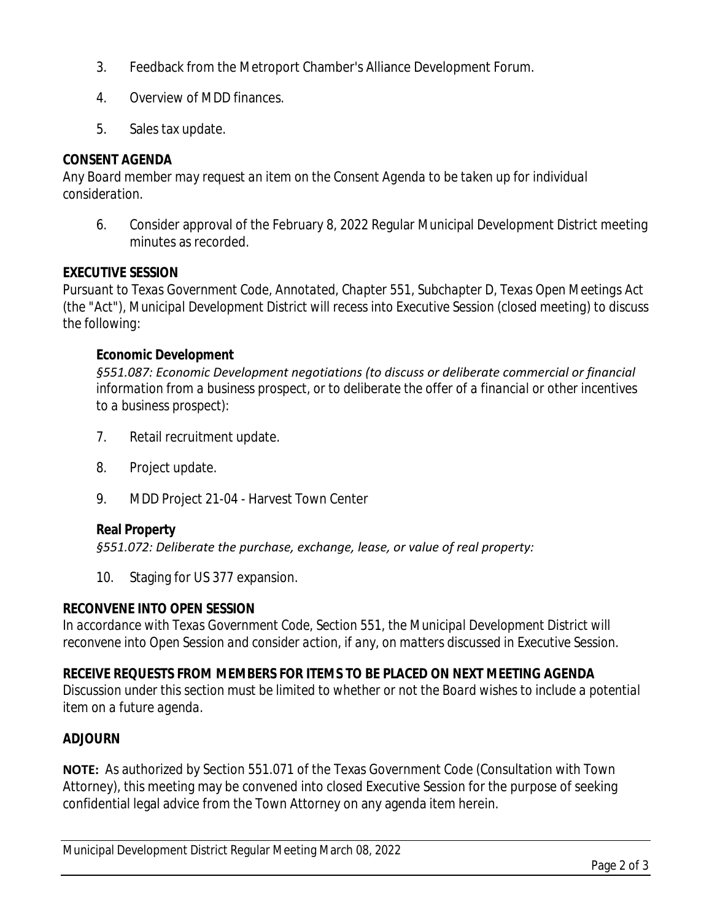3. Feedback from the Metroport Chamber's Alliance Development Forum.

4. Overview of MDD finances.

5. Sales tax update.

**CONSENT AGENDA**

*Any Board member may request an item on the Consent Agenda to be taken up for individual consideration.*

6. Consider approval of the February 8, 2022 Regular Municipal Development District meeting minutes as recorded.

**EXECUTIVE SESSION**

*Pursuant to Texas Government Code, Annotated, Chapter 551, Subchapter D, Texas Open Meetings Act (the "Act"), Municipal Development District will recess into Executive Session (closed meeting) to discuss the following:*

**Economic Development**

*§551.087: Economic Development negotiations (to discuss or deliberate commercial or financial information from a business prospect, or to deliberate the offer of a financial or other incentives to a business prospect):*

7. Retail recruitment update.

8. Project update.

9. MDD Project 21-04 - Harvest Town Center

**Real Property**

*§551.072: Deliberate the purchase, exchange, lease, or value of real property:*

10. Staging for US 377 expansion.

**RECONVENE INTO OPEN SESSION**

*In accordance with Texas Government Code, Section 551, the Municipal Development District will reconvene into Open Session and consider action, if any, on matters discussed in Executive Session.*

**RECEIVE REQUESTS FROM MEMBERS FOR ITEMS TO BE PLACED ON NEXT MEETING AGENDA**

*Discussion under this section must be limited to whether or not the Board wishes to include a potential item on a future agenda.*

**ADJOURN**

**NOTE:** As authorized by Section 551.071 of the Texas Government Code (Consultation with Town Attorney), this meeting may be convened into closed Executive Session for the purpose of seeking confidential legal advice from the Town Attorney on any agenda item herein.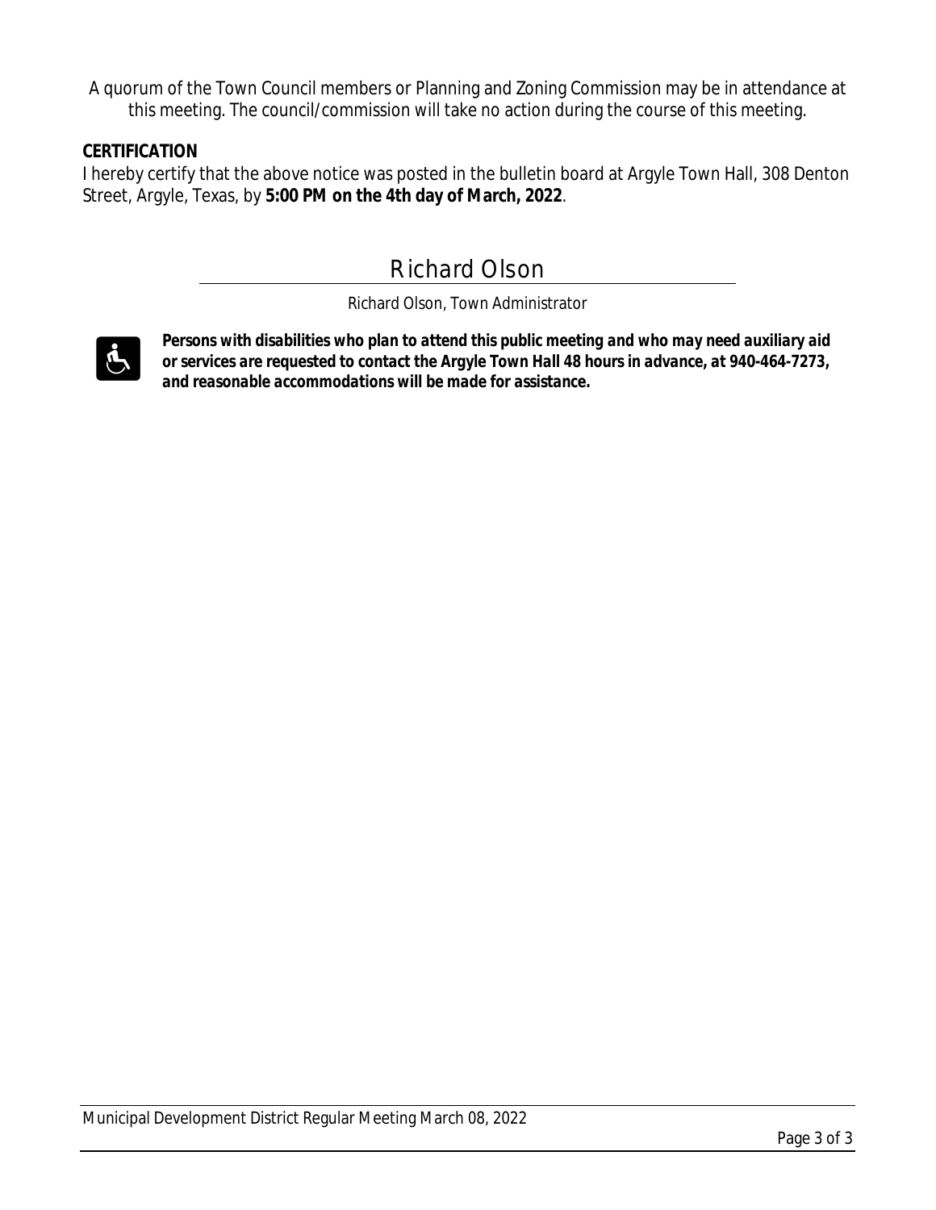A quorum of the Town Council members or Planning and Zoning Commission may be in attendance at this meeting. The council/commission will take no action during the course of this meeting.

**CERTIFICATION**

I hereby certify that the above notice was posted in the bulletin board at Argyle Town Hall, 308 Denton Street, Argyle, Texas, by **5:00 PM on the 4th day of March, 2022**.

Richard Olson

Richard Olson, Town Administrator

***Persons with disabilities who plan to attend this public meeting and who may need auxiliary aid or services are requested to contact the Argyle Town Hall 48 hours in advance, at 940-464-7273, and reasonable accommodations will be made for assistance.***